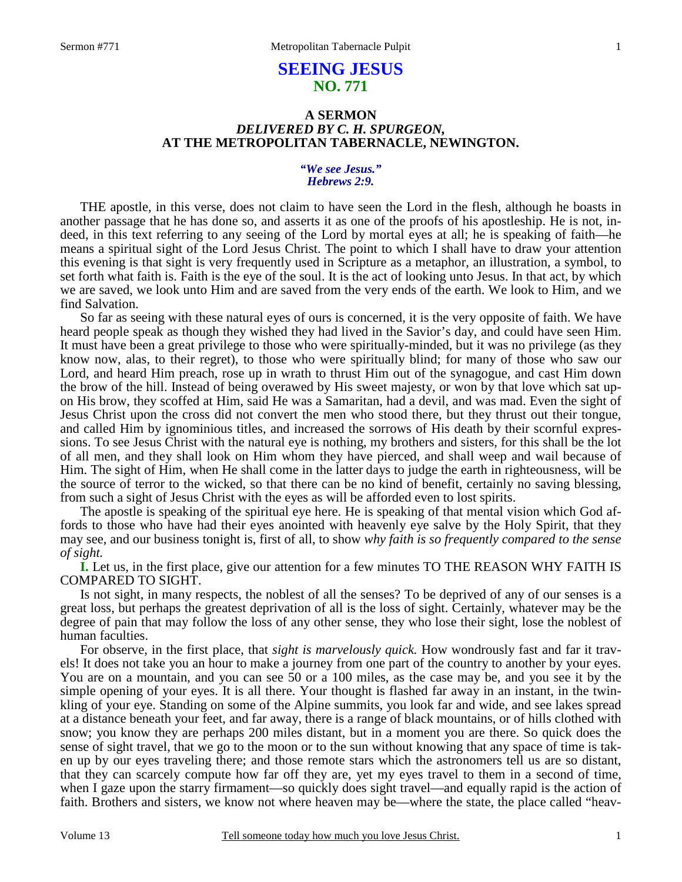# SEEING JESUS
## NO. 771

### A SERMON
### *DELIVERED BY C. H. SPURGEON,*
### AT THE METROPOLITAN TABERNACLE, NEWINGTON.

*"We see Jesus."*
*Hebrews 2:9.*

THE apostle, in this verse, does not claim to have seen the Lord in the flesh, although he boasts in another passage that he has done so, and asserts it as one of the proofs of his apostleship. He is not, indeed, in this text referring to any seeing of the Lord by mortal eyes at all; he is speaking of faith—he means a spiritual sight of the Lord Jesus Christ. The point to which I shall have to draw your attention this evening is that sight is very frequently used in Scripture as a metaphor, an illustration, a symbol, to set forth what faith is. Faith is the eye of the soul. It is the act of looking unto Jesus. In that act, by which we are saved, we look unto Him and are saved from the very ends of the earth. We look to Him, and we find Salvation.

So far as seeing with these natural eyes of ours is concerned, it is the very opposite of faith. We have heard people speak as though they wished they had lived in the Savior's day, and could have seen Him. It must have been a great privilege to those who were spiritually-minded, but it was no privilege (as they know now, alas, to their regret), to those who were spiritually blind; for many of those who saw our Lord, and heard Him preach, rose up in wrath to thrust Him out of the synagogue, and cast Him down the brow of the hill. Instead of being overawed by His sweet majesty, or won by that love which sat upon His brow, they scoffed at Him, said He was a Samaritan, had a devil, and was mad. Even the sight of Jesus Christ upon the cross did not convert the men who stood there, but they thrust out their tongue, and called Him by ignominious titles, and increased the sorrows of His death by their scornful expressions. To see Jesus Christ with the natural eye is nothing, my brothers and sisters, for this shall be the lot of all men, and they shall look on Him whom they have pierced, and shall weep and wail because of Him. The sight of Him, when He shall come in the latter days to judge the earth in righteousness, will be the source of terror to the wicked, so that there can be no kind of benefit, certainly no saving blessing, from such a sight of Jesus Christ with the eyes as will be afforded even to lost spirits.

The apostle is speaking of the spiritual eye here. He is speaking of that mental vision which God affords to those who have had their eyes anointed with heavenly eye salve by the Holy Spirit, that they may see, and our business tonight is, first of all, to show *why faith is so frequently compared to the sense of sight.*

**I.** Let us, in the first place, give our attention for a few minutes TO THE REASON WHY FAITH IS COMPARED TO SIGHT.

Is not sight, in many respects, the noblest of all the senses? To be deprived of any of our senses is a great loss, but perhaps the greatest deprivation of all is the loss of sight. Certainly, whatever may be the degree of pain that may follow the loss of any other sense, they who lose their sight, lose the noblest of human faculties.

For observe, in the first place, that *sight is marvelously quick.* How wondrously fast and far it travels! It does not take you an hour to make a journey from one part of the country to another by your eyes. You are on a mountain, and you can see 50 or a 100 miles, as the case may be, and you see it by the simple opening of your eyes. It is all there. Your thought is flashed far away in an instant, in the twinkling of your eye. Standing on some of the Alpine summits, you look far and wide, and see lakes spread at a distance beneath your feet, and far away, there is a range of black mountains, or of hills clothed with snow; you know they are perhaps 200 miles distant, but in a moment you are there. So quick does the sense of sight travel, that we go to the moon or to the sun without knowing that any space of time is taken up by our eyes traveling there; and those remote stars which the astronomers tell us are so distant, that they can scarcely compute how far off they are, yet my eyes travel to them in a second of time, when I gaze upon the starry firmament—so quickly does sight travel—and equally rapid is the action of faith. Brothers and sisters, we know not where heaven may be—where the state, the place called "heav-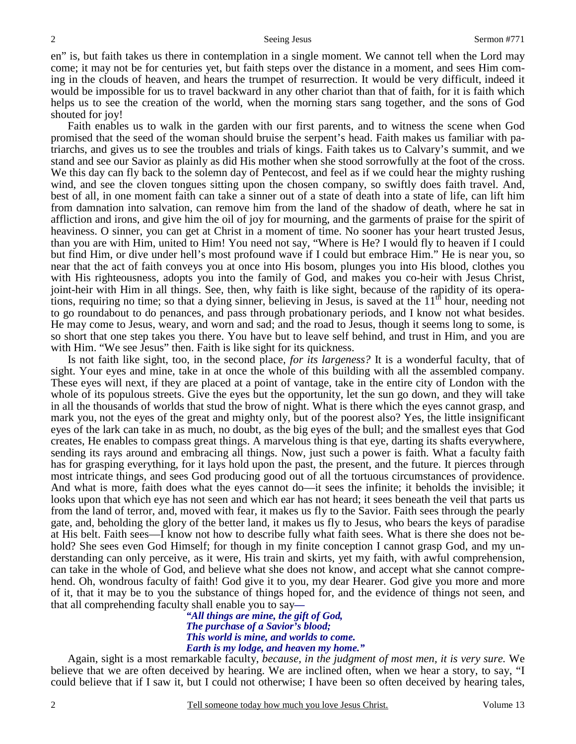en" is, but faith takes us there in contemplation in a single moment. We cannot tell when the Lord may come; it may not be for centuries yet, but faith steps over the distance in a moment, and sees Him coming in the clouds of heaven, and hears the trumpet of resurrection. It would be very difficult, indeed it would be impossible for us to travel backward in any other chariot than that of faith, for it is faith which helps us to see the creation of the world, when the morning stars sang together, and the sons of God shouted for joy!

Faith enables us to walk in the garden with our first parents, and to witness the scene when God promised that the seed of the woman should bruise the serpent's head. Faith makes us familiar with patriarchs, and gives us to see the troubles and trials of kings. Faith takes us to Calvary's summit, and we stand and see our Savior as plainly as did His mother when she stood sorrowfully at the foot of the cross. We this day can fly back to the solemn day of Pentecost, and feel as if we could hear the mighty rushing wind, and see the cloven tongues sitting upon the chosen company, so swiftly does faith travel. And, best of all, in one moment faith can take a sinner out of a state of death into a state of life, can lift him from damnation into salvation, can remove him from the land of the shadow of death, where he sat in affliction and irons, and give him the oil of joy for mourning, and the garments of praise for the spirit of heaviness. O sinner, you can get at Christ in a moment of time. No sooner has your heart trusted Jesus, than you are with Him, united to Him! You need not say, "Where is He? I would fly to heaven if I could but find Him, or dive under hell's most profound wave if I could but embrace Him." He is near you, so near that the act of faith conveys you at once into His bosom, plunges you into His blood, clothes you with His righteousness, adopts you into the family of God, and makes you co-heir with Jesus Christ, joint-heir with Him in all things. See, then, why faith is like sight, because of the rapidity of its operations, requiring no time; so that a dying sinner, believing in Jesus, is saved at the 11th hour, needing not to go roundabout to do penances, and pass through probationary periods, and I know not what besides. He may come to Jesus, weary, and worn and sad; and the road to Jesus, though it seems long to some, is so short that one step takes you there. You have but to leave self behind, and trust in Him, and you are with Him. "We see Jesus" then. Faith is like sight for its quickness.

Is not faith like sight, too, in the second place, *for its largeness?* It is a wonderful faculty, that of sight. Your eyes and mine, take in at once the whole of this building with all the assembled company. These eyes will next, if they are placed at a point of vantage, take in the entire city of London with the whole of its populous streets. Give the eyes but the opportunity, let the sun go down, and they will take in all the thousands of worlds that stud the brow of night. What is there which the eyes cannot grasp, and mark you, not the eyes of the great and mighty only, but of the poorest also? Yes, the little insignificant eyes of the lark can take in as much, no doubt, as the big eyes of the bull; and the smallest eyes that God creates, He enables to compass great things. A marvelous thing is that eye, darting its shafts everywhere, sending its rays around and embracing all things. Now, just such a power is faith. What a faculty faith has for grasping everything, for it lays hold upon the past, the present, and the future. It pierces through most intricate things, and sees God producing good out of all the tortuous circumstances of providence. And what is more, faith does what the eyes cannot do—it sees the infinite; it beholds the invisible; it looks upon that which eye has not seen and which ear has not heard; it sees beneath the veil that parts us from the land of terror, and, moved with fear, it makes us fly to the Savior. Faith sees through the pearly gate, and, beholding the glory of the better land, it makes us fly to Jesus, who bears the keys of paradise at His belt. Faith sees—I know not how to describe fully what faith sees. What is there she does not behold? She sees even God Himself; for though in my finite conception I cannot grasp God, and my understanding can only perceive, as it were, His train and skirts, yet my faith, with awful comprehension, can take in the whole of God, and believe what she does not know, and accept what she cannot comprehend. Oh, wondrous faculty of faith! God give it to you, my dear Hearer. God give you more and more of it, that it may be to you the substance of things hoped for, and the evidence of things not seen, and that all comprehending faculty shall enable you to say—

> *"All things are mine, the gift of God,*
> *The purchase of a Savior's blood;*
> *This world is mine, and worlds to come.*
> *Earth is my lodge, and heaven my home."*

Again, sight is a most remarkable faculty, *because, in the judgment of most men, it is very sure.* We believe that we are often deceived by hearing. We are inclined often, when we hear a story, to say, "I could believe that if I saw it, but I could not otherwise; I have been so often deceived by hearing tales,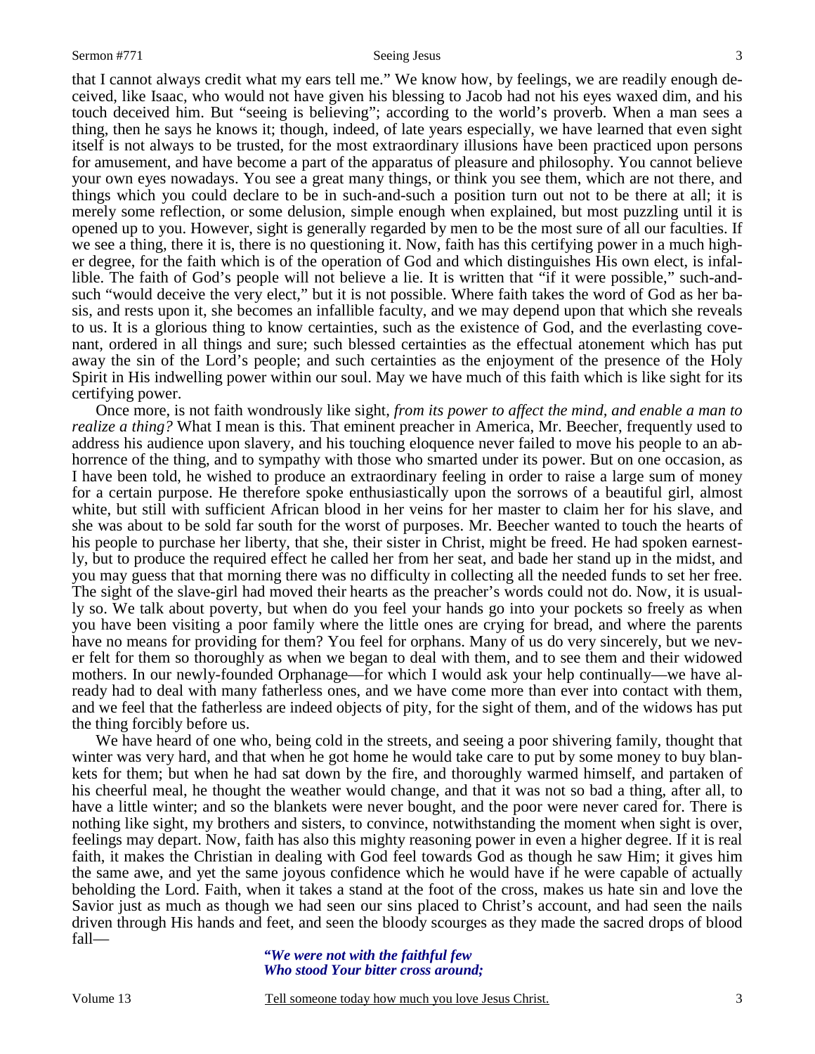that I cannot always credit what my ears tell me." We know how, by feelings, we are readily enough deceived, like Isaac, who would not have given his blessing to Jacob had not his eyes waxed dim, and his touch deceived him. But "seeing is believing"; according to the world's proverb. When a man sees a thing, then he says he knows it; though, indeed, of late years especially, we have learned that even sight itself is not always to be trusted, for the most extraordinary illusions have been practiced upon persons for amusement, and have become a part of the apparatus of pleasure and philosophy. You cannot believe your own eyes nowadays. You see a great many things, or think you see them, which are not there, and things which you could declare to be in such-and-such a position turn out not to be there at all; it is merely some reflection, or some delusion, simple enough when explained, but most puzzling until it is opened up to you. However, sight is generally regarded by men to be the most sure of all our faculties. If we see a thing, there it is, there is no questioning it. Now, faith has this certifying power in a much higher degree, for the faith which is of the operation of God and which distinguishes His own elect, is infallible. The faith of God's people will not believe a lie. It is written that "if it were possible," such-and-such "would deceive the very elect," but it is not possible. Where faith takes the word of God as her basis, and rests upon it, she becomes an infallible faculty, and we may depend upon that which she reveals to us. It is a glorious thing to know certainties, such as the existence of God, and the everlasting covenant, ordered in all things and sure; such blessed certainties as the effectual atonement which has put away the sin of the Lord's people; and such certainties as the enjoyment of the presence of the Holy Spirit in His indwelling power within our soul. May we have much of this faith which is like sight for its certifying power.

Once more, is not faith wondrously like sight, *from its power to affect the mind, and enable a man to realize a thing?* What I mean is this. That eminent preacher in America, Mr. Beecher, frequently used to address his audience upon slavery, and his touching eloquence never failed to move his people to an abhorrence of the thing, and to sympathy with those who smarted under its power. But on one occasion, as I have been told, he wished to produce an extraordinary feeling in order to raise a large sum of money for a certain purpose. He therefore spoke enthusiastically upon the sorrows of a beautiful girl, almost white, but still with sufficient African blood in her veins for her master to claim her for his slave, and she was about to be sold far south for the worst of purposes. Mr. Beecher wanted to touch the hearts of his people to purchase her liberty, that she, their sister in Christ, might be freed. He had spoken earnestly, but to produce the required effect he called her from her seat, and bade her stand up in the midst, and you may guess that that morning there was no difficulty in collecting all the needed funds to set her free. The sight of the slave-girl had moved their hearts as the preacher's words could not do. Now, it is usually so. We talk about poverty, but when do you feel your hands go into your pockets so freely as when you have been visiting a poor family where the little ones are crying for bread, and where the parents have no means for providing for them? You feel for orphans. Many of us do very sincerely, but we never felt for them so thoroughly as when we began to deal with them, and to see them and their widowed mothers. In our newly-founded Orphanage—for which I would ask your help continually—we have already had to deal with many fatherless ones, and we have come more than ever into contact with them, and we feel that the fatherless are indeed objects of pity, for the sight of them, and of the widows has put the thing forcibly before us.

We have heard of one who, being cold in the streets, and seeing a poor shivering family, thought that winter was very hard, and that when he got home he would take care to put by some money to buy blankets for them; but when he had sat down by the fire, and thoroughly warmed himself, and partaken of his cheerful meal, he thought the weather would change, and that it was not so bad a thing, after all, to have a little winter; and so the blankets were never bought, and the poor were never cared for. There is nothing like sight, my brothers and sisters, to convince, notwithstanding the moment when sight is over, feelings may depart. Now, faith has also this mighty reasoning power in even a higher degree. If it is real faith, it makes the Christian in dealing with God feel towards God as though he saw Him; it gives him the same awe, and yet the same joyous confidence which he would have if he were capable of actually beholding the Lord. Faith, when it takes a stand at the foot of the cross, makes us hate sin and love the Savior just as much as though we had seen our sins placed to Christ's account, and had seen the nails driven through His hands and feet, and seen the bloody scourges as they made the sacred drops of blood fall—

> ***"We were not with the faithful few***
> ***Who stood Your bitter cross around;***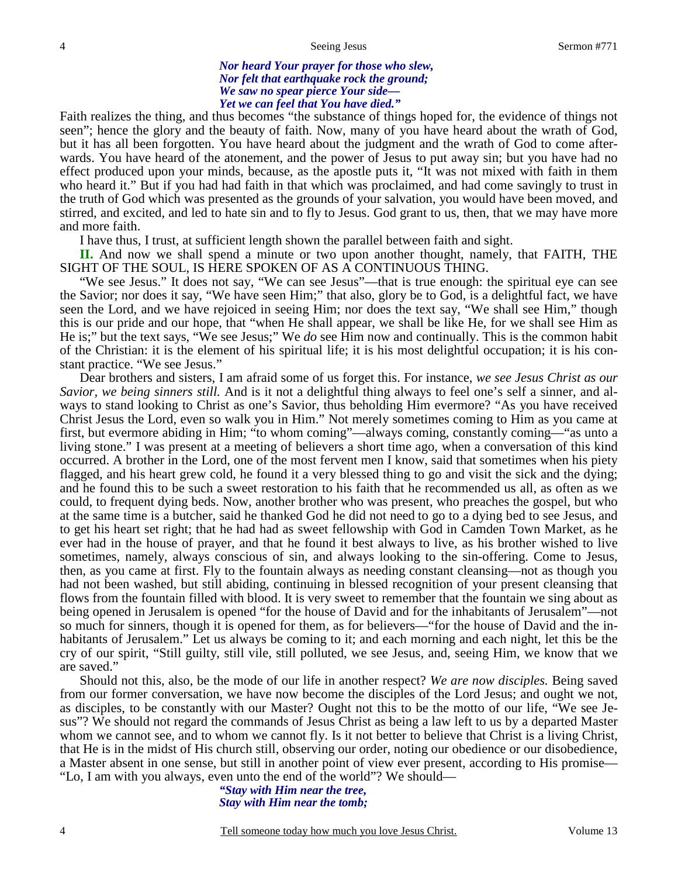*Nor heard Your prayer for those who slew,*
***Nor felt that earthquake rock the ground;***
***We saw no spear pierce Your side—***
***Yet we can feel that You have died."***

Faith realizes the thing, and thus becomes "the substance of things hoped for, the evidence of things not seen"; hence the glory and the beauty of faith. Now, many of you have heard about the wrath of God, but it has all been forgotten. You have heard about the judgment and the wrath of God to come afterwards. You have heard of the atonement, and the power of Jesus to put away sin; but you have had no effect produced upon your minds, because, as the apostle puts it, "It was not mixed with faith in them who heard it." But if you had had faith in that which was proclaimed, and had come savingly to trust in the truth of God which was presented as the grounds of your salvation, you would have been moved, and stirred, and excited, and led to hate sin and to fly to Jesus. God grant to us, then, that we may have more and more faith.

I have thus, I trust, at sufficient length shown the parallel between faith and sight.

**II.** And now we shall spend a minute or two upon another thought, namely, that FAITH, THE SIGHT OF THE SOUL, IS HERE SPOKEN OF AS A CONTINUOUS THING.

"We see Jesus." It does not say, "We can see Jesus"—that is true enough: the spiritual eye can see the Savior; nor does it say, "We have seen Him;" that also, glory be to God, is a delightful fact, we have seen the Lord, and we have rejoiced in seeing Him; nor does the text say, "We shall see Him," though this is our pride and our hope, that "when He shall appear, we shall be like He, for we shall see Him as He is;" but the text says, "We see Jesus;" We *do* see Him now and continually. This is the common habit of the Christian: it is the element of his spiritual life; it is his most delightful occupation; it is his constant practice. "We see Jesus."

Dear brothers and sisters, I am afraid some of us forget this. For instance, *we see Jesus Christ as our Savior, we being sinners still.* And is it not a delightful thing always to feel one's self a sinner, and always to stand looking to Christ as one's Savior, thus beholding Him evermore? "As you have received Christ Jesus the Lord, even so walk you in Him." Not merely sometimes coming to Him as you came at first, but evermore abiding in Him; "to whom coming"—always coming, constantly coming—"as unto a living stone." I was present at a meeting of believers a short time ago, when a conversation of this kind occurred. A brother in the Lord, one of the most fervent men I know, said that sometimes when his piety flagged, and his heart grew cold, he found it a very blessed thing to go and visit the sick and the dying; and he found this to be such a sweet restoration to his faith that he recommended us all, as often as we could, to frequent dying beds. Now, another brother who was present, who preaches the gospel, but who at the same time is a butcher, said he thanked God he did not need to go to a dying bed to see Jesus, and to get his heart set right; that he had had as sweet fellowship with God in Camden Town Market, as he ever had in the house of prayer, and that he found it best always to live, as his brother wished to live sometimes, namely, always conscious of sin, and always looking to the sin-offering. Come to Jesus, then, as you came at first. Fly to the fountain always as needing constant cleansing—not as though you had not been washed, but still abiding, continuing in blessed recognition of your present cleansing that flows from the fountain filled with blood. It is very sweet to remember that the fountain we sing about as being opened in Jerusalem is opened "for the house of David and for the inhabitants of Jerusalem"—not so much for sinners, though it is opened for them, as for believers—"for the house of David and the inhabitants of Jerusalem." Let us always be coming to it; and each morning and each night, let this be the cry of our spirit, "Still guilty, still vile, still polluted, we see Jesus, and, seeing Him, we know that we are saved."

Should not this, also, be the mode of our life in another respect? *We are now disciples.* Being saved from our former conversation, we have now become the disciples of the Lord Jesus; and ought we not, as disciples, to be constantly with our Master? Ought not this to be the motto of our life, "We see Jesus"? We should not regard the commands of Jesus Christ as being a law left to us by a departed Master whom we cannot see, and to whom we cannot fly. Is it not better to believe that Christ is a living Christ, that He is in the midst of His church still, observing our order, noting our obedience or our disobedience, a Master absent in one sense, but still in another point of view ever present, according to His promise—"Lo, I am with you always, even unto the end of the world"? We should—

***"Stay with Him near the tree,***
***Stay with Him near the tomb;***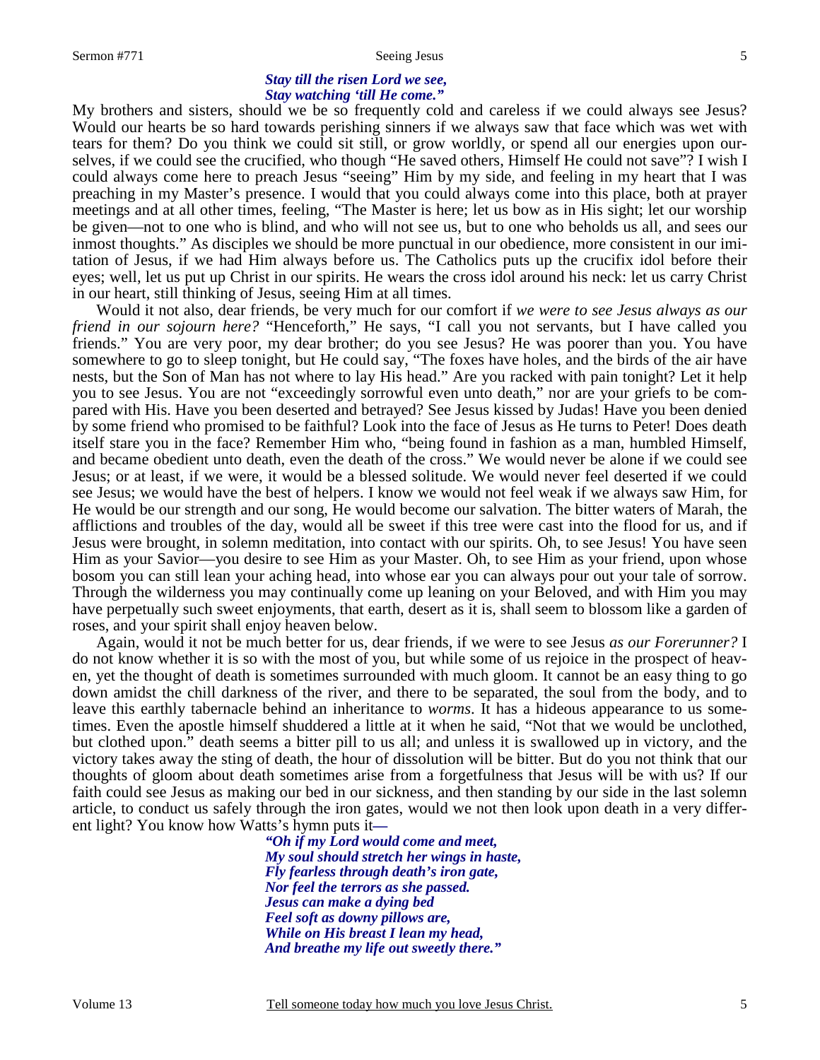*Stay till the risen Lord we see,*
*Stay watching 'till He come."*

My brothers and sisters, should we be so frequently cold and careless if we could always see Jesus? Would our hearts be so hard towards perishing sinners if we always saw that face which was wet with tears for them? Do you think we could sit still, or grow worldly, or spend all our energies upon ourselves, if we could see the crucified, who though "He saved others, Himself He could not save"? I wish I could always come here to preach Jesus "seeing" Him by my side, and feeling in my heart that I was preaching in my Master's presence. I would that you could always come into this place, both at prayer meetings and at all other times, feeling, "The Master is here; let us bow as in His sight; let our worship be given—not to one who is blind, and who will not see us, but to one who beholds us all, and sees our inmost thoughts." As disciples we should be more punctual in our obedience, more consistent in our imitation of Jesus, if we had Him always before us. The Catholics puts up the crucifix idol before their eyes; well, let us put up Christ in our spirits. He wears the cross idol around his neck: let us carry Christ in our heart, still thinking of Jesus, seeing Him at all times.

Would it not also, dear friends, be very much for our comfort if *we were to see Jesus always as our friend in our sojourn here?* "Henceforth," He says, "I call you not servants, but I have called you friends." You are very poor, my dear brother; do you see Jesus? He was poorer than you. You have somewhere to go to sleep tonight, but He could say, "The foxes have holes, and the birds of the air have nests, but the Son of Man has not where to lay His head." Are you racked with pain tonight? Let it help you to see Jesus. You are not "exceedingly sorrowful even unto death," nor are your griefs to be compared with His. Have you been deserted and betrayed? See Jesus kissed by Judas! Have you been denied by some friend who promised to be faithful? Look into the face of Jesus as He turns to Peter! Does death itself stare you in the face? Remember Him who, "being found in fashion as a man, humbled Himself, and became obedient unto death, even the death of the cross." We would never be alone if we could see Jesus; or at least, if we were, it would be a blessed solitude. We would never feel deserted if we could see Jesus; we would have the best of helpers. I know we would not feel weak if we always saw Him, for He would be our strength and our song, He would become our salvation. The bitter waters of Marah, the afflictions and troubles of the day, would all be sweet if this tree were cast into the flood for us, and if Jesus were brought, in solemn meditation, into contact with our spirits. Oh, to see Jesus! You have seen Him as your Savior—you desire to see Him as your Master. Oh, to see Him as your friend, upon whose bosom you can still lean your aching head, into whose ear you can always pour out your tale of sorrow. Through the wilderness you may continually come up leaning on your Beloved, and with Him you may have perpetually such sweet enjoyments, that earth, desert as it is, shall seem to blossom like a garden of roses, and your spirit shall enjoy heaven below.

Again, would it not be much better for us, dear friends, if we were to see Jesus *as our Forerunner?* I do not know whether it is so with the most of you, but while some of us rejoice in the prospect of heaven, yet the thought of death is sometimes surrounded with much gloom. It cannot be an easy thing to go down amidst the chill darkness of the river, and there to be separated, the soul from the body, and to leave this earthly tabernacle behind an inheritance to *worms*. It has a hideous appearance to us sometimes. Even the apostle himself shuddered a little at it when he said, "Not that we would be unclothed, but clothed upon." death seems a bitter pill to us all; and unless it is swallowed up in victory, and the victory takes away the sting of death, the hour of dissolution will be bitter. But do you not think that our thoughts of gloom about death sometimes arise from a forgetfulness that Jesus will be with us? If our faith could see Jesus as making our bed in our sickness, and then standing by our side in the last solemn article, to conduct us safely through the iron gates, would we not then look upon death in a very different light? You know how Watts's hymn puts it—

*"Oh if my Lord would come and meet,*
*My soul should stretch her wings in haste,*
*Fly fearless through death's iron gate,*
*Nor feel the terrors as she passed.*
*Jesus can make a dying bed*
*Feel soft as downy pillows are,*
*While on His breast I lean my head,*
*And breathe my life out sweetly there."*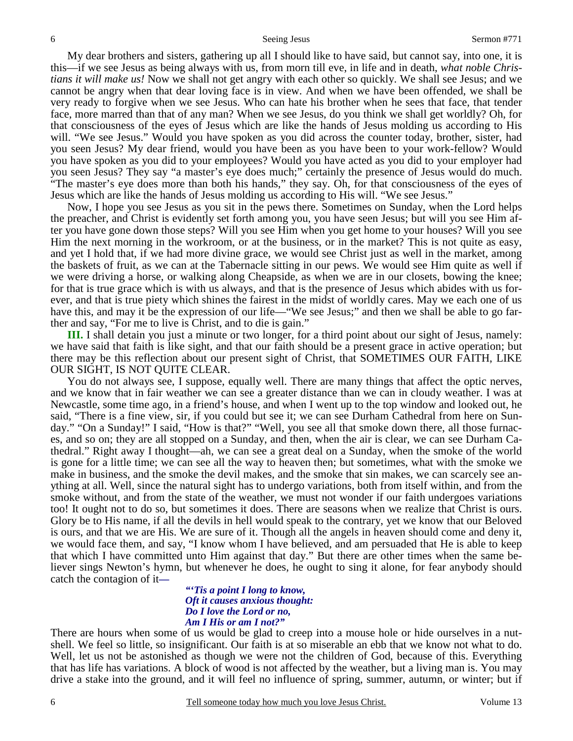My dear brothers and sisters, gathering up all I should like to have said, but cannot say, into one, it is this—if we see Jesus as being always with us, from morn till eve, in life and in death, *what noble Christians it will make us!* Now we shall not get angry with each other so quickly. We shall see Jesus; and we cannot be angry when that dear loving face is in view. And when we have been offended, we shall be very ready to forgive when we see Jesus. Who can hate his brother when he sees that face, that tender face, more marred than that of any man? When we see Jesus, do you think we shall get worldly? Oh, for that consciousness of the eyes of Jesus which are like the hands of Jesus molding us according to His will. "We see Jesus." Would you have spoken as you did across the counter today, brother, sister, had you seen Jesus? My dear friend, would you have been as you have been to your work-fellow? Would you have spoken as you did to your employees? Would you have acted as you did to your employer had you seen Jesus? They say "a master's eye does much;" certainly the presence of Jesus would do much. "The master's eye does more than both his hands," they say. Oh, for that consciousness of the eyes of Jesus which are like the hands of Jesus molding us according to His will. "We see Jesus."

Now, I hope you see Jesus as you sit in the pews there. Sometimes on Sunday, when the Lord helps the preacher, and Christ is evidently set forth among you, you have seen Jesus; but will you see Him after you have gone down those steps? Will you see Him when you get home to your houses? Will you see Him the next morning in the workroom, or at the business, or in the market? This is not quite as easy, and yet I hold that, if we had more divine grace, we would see Christ just as well in the market, among the baskets of fruit, as we can at the Tabernacle sitting in our pews. We would see Him quite as well if we were driving a horse, or walking along Cheapside, as when we are in our closets, bowing the knee; for that is true grace which is with us always, and that is the presence of Jesus which abides with us forever, and that is true piety which shines the fairest in the midst of worldly cares. May we each one of us have this, and may it be the expression of our life—"We see Jesus;" and then we shall be able to go farther and say, "For me to live is Christ, and to die is gain."

**III.** I shall detain you just a minute or two longer, for a third point about our sight of Jesus, namely: we have said that faith is like sight, and that our faith should be a present grace in active operation; but there may be this reflection about our present sight of Christ, that SOMETIMES OUR FAITH, LIKE OUR SIGHT, IS NOT QUITE CLEAR.

You do not always see, I suppose, equally well. There are many things that affect the optic nerves, and we know that in fair weather we can see a greater distance than we can in cloudy weather. I was at Newcastle, some time ago, in a friend's house, and when I went up to the top window and looked out, he said, "There is a fine view, sir, if you could but see it; we can see Durham Cathedral from here on Sunday." "On a Sunday!" I said, "How is that?" "Well, you see all that smoke down there, all those furnaces, and so on; they are all stopped on a Sunday, and then, when the air is clear, we can see Durham Cathedral." Right away I thought—ah, we can see a great deal on a Sunday, when the smoke of the world is gone for a little time; we can see all the way to heaven then; but sometimes, what with the smoke we make in business, and the smoke the devil makes, and the smoke that sin makes, we can scarcely see anything at all. Well, since the natural sight has to undergo variations, both from itself within, and from the smoke without, and from the state of the weather, we must not wonder if our faith undergoes variations too! It ought not to do so, but sometimes it does. There are seasons when we realize that Christ is ours. Glory be to His name, if all the devils in hell would speak to the contrary, yet we know that our Beloved is ours, and that we are His. We are sure of it. Though all the angels in heaven should come and deny it, we would face them, and say, "I know whom I have believed, and am persuaded that He is able to keep that which I have committed unto Him against that day." But there are other times when the same believer sings Newton's hymn, but whenever he does, he ought to sing it alone, for fear anybody should catch the contagion of it—

> *"'Tis a point I long to know,*
> *Oft it causes anxious thought:*
> *Do I love the Lord or no,*
> *Am I His or am I not?"*

There are hours when some of us would be glad to creep into a mouse hole or hide ourselves in a nutshell. We feel so little, so insignificant. Our faith is at so miserable an ebb that we know not what to do. Well, let us not be astonished as though we were not the children of God, because of this. Everything that has life has variations. A block of wood is not affected by the weather, but a living man is. You may drive a stake into the ground, and it will feel no influence of spring, summer, autumn, or winter; but if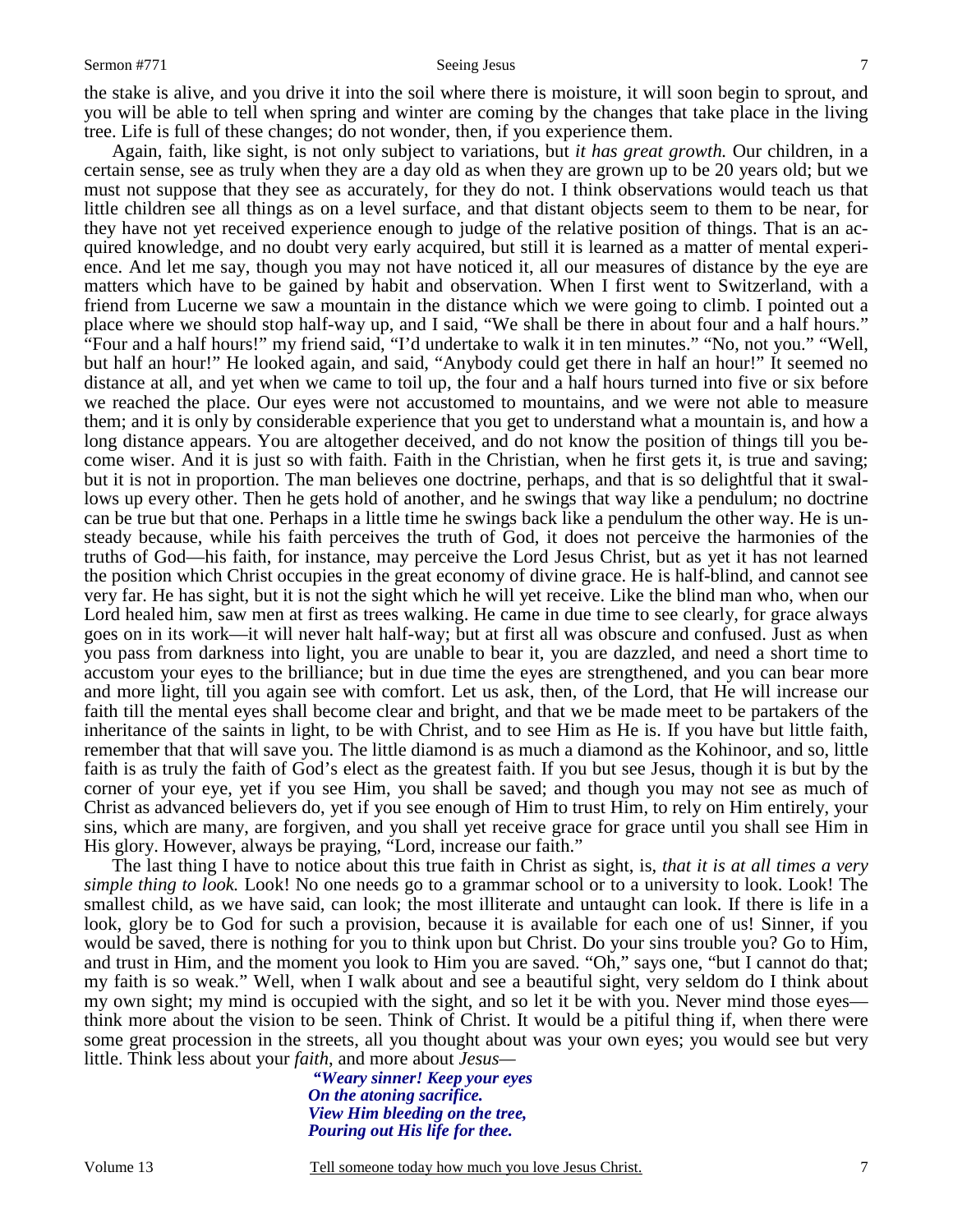the stake is alive, and you drive it into the soil where there is moisture, it will soon begin to sprout, and you will be able to tell when spring and winter are coming by the changes that take place in the living tree. Life is full of these changes; do not wonder, then, if you experience them.

Again, faith, like sight, is not only subject to variations, but *it has great growth.* Our children, in a certain sense, see as truly when they are a day old as when they are grown up to be 20 years old; but we must not suppose that they see as accurately, for they do not. I think observations would teach us that little children see all things as on a level surface, and that distant objects seem to them to be near, for they have not yet received experience enough to judge of the relative position of things. That is an acquired knowledge, and no doubt very early acquired, but still it is learned as a matter of mental experience. And let me say, though you may not have noticed it, all our measures of distance by the eye are matters which have to be gained by habit and observation. When I first went to Switzerland, with a friend from Lucerne we saw a mountain in the distance which we were going to climb. I pointed out a place where we should stop half-way up, and I said, "We shall be there in about four and a half hours." "Four and a half hours!" my friend said, "I'd undertake to walk it in ten minutes." "No, not you." "Well, but half an hour!" He looked again, and said, "Anybody could get there in half an hour!" It seemed no distance at all, and yet when we came to toil up, the four and a half hours turned into five or six before we reached the place. Our eyes were not accustomed to mountains, and we were not able to measure them; and it is only by considerable experience that you get to understand what a mountain is, and how a long distance appears. You are altogether deceived, and do not know the position of things till you become wiser. And it is just so with faith. Faith in the Christian, when he first gets it, is true and saving; but it is not in proportion. The man believes one doctrine, perhaps, and that is so delightful that it swallows up every other. Then he gets hold of another, and he swings that way like a pendulum; no doctrine can be true but that one. Perhaps in a little time he swings back like a pendulum the other way. He is unsteady because, while his faith perceives the truth of God, it does not perceive the harmonies of the truths of God—his faith, for instance, may perceive the Lord Jesus Christ, but as yet it has not learned the position which Christ occupies in the great economy of divine grace. He is half-blind, and cannot see very far. He has sight, but it is not the sight which he will yet receive. Like the blind man who, when our Lord healed him, saw men at first as trees walking. He came in due time to see clearly, for grace always goes on in its work—it will never halt half-way; but at first all was obscure and confused. Just as when you pass from darkness into light, you are unable to bear it, you are dazzled, and need a short time to accustom your eyes to the brilliance; but in due time the eyes are strengthened, and you can bear more and more light, till you again see with comfort. Let us ask, then, of the Lord, that He will increase our faith till the mental eyes shall become clear and bright, and that we be made meet to be partakers of the inheritance of the saints in light, to be with Christ, and to see Him as He is. If you have but little faith, remember that that will save you. The little diamond is as much a diamond as the Kohinoor, and so, little faith is as truly the faith of God's elect as the greatest faith. If you but see Jesus, though it is but by the corner of your eye, yet if you see Him, you shall be saved; and though you may not see as much of Christ as advanced believers do, yet if you see enough of Him to trust Him, to rely on Him entirely, your sins, which are many, are forgiven, and you shall yet receive grace for grace until you shall see Him in His glory. However, always be praying, "Lord, increase our faith."

The last thing I have to notice about this true faith in Christ as sight, is, *that it is at all times a very simple thing to look.* Look! No one needs go to a grammar school or to a university to look. Look! The smallest child, as we have said, can look; the most illiterate and untaught can look. If there is life in a look, glory be to God for such a provision, because it is available for each one of us! Sinner, if you would be saved, there is nothing for you to think upon but Christ. Do your sins trouble you? Go to Him, and trust in Him, and the moment you look to Him you are saved. "Oh," says one, "but I cannot do that; my faith is so weak." Well, when I walk about and see a beautiful sight, very seldom do I think about my own sight; my mind is occupied with the sight, and so let it be with you. Never mind those eyes—think more about the vision to be seen. Think of Christ. It would be a pitiful thing if, when there were some great procession in the streets, all you thought about was your own eyes; you would see but very little. Think less about your *faith*, and more about *Jesus*—

> ***"Weary sinner! Keep your eyes***
> ***On the atoning sacrifice.***
> ***View Him bleeding on the tree,***
> ***Pouring out His life for thee.***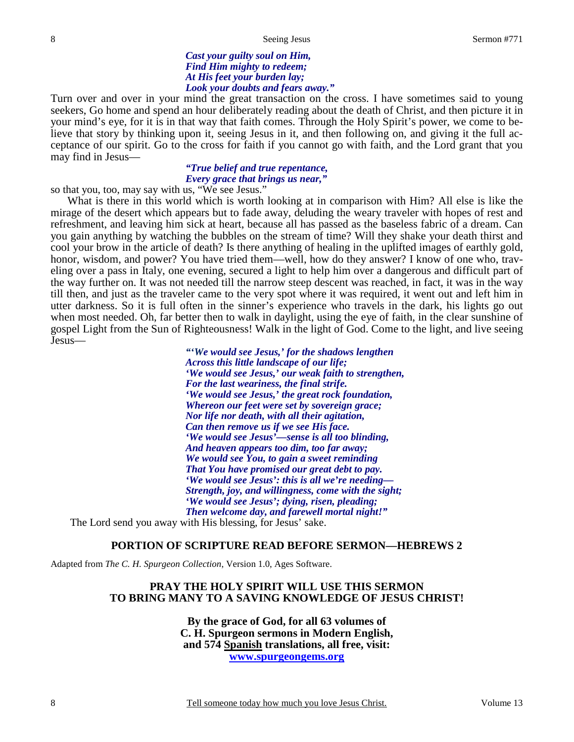*Cast your guilty soul on Him,*
*Find Him mighty to redeem;*
*At His feet your burden lay;*
*Look your doubts and fears away."*

Turn over and over in your mind the great transaction on the cross. I have sometimes said to young seekers, Go home and spend an hour deliberately reading about the death of Christ, and then picture it in your mind's eye, for it is in that way that faith comes. Through the Holy Spirit's power, we come to believe that story by thinking upon it, seeing Jesus in it, and then following on, and giving it the full acceptance of our spirit. Go to the cross for faith if you cannot go with faith, and the Lord grant that you may find in Jesus—

*"True belief and true repentance,*
*Every grace that brings us near,"*

so that you, too, may say with us, "We see Jesus."

What is there in this world which is worth looking at in comparison with Him? All else is like the mirage of the desert which appears but to fade away, deluding the weary traveler with hopes of rest and refreshment, and leaving him sick at heart, because all has passed as the baseless fabric of a dream. Can you gain anything by watching the bubbles on the stream of time? Will they shake your death thirst and cool your brow in the article of death? Is there anything of healing in the uplifted images of earthly gold, honor, wisdom, and power? You have tried them—well, how do they answer? I know of one who, traveling over a pass in Italy, one evening, secured a light to help him over a dangerous and difficult part of the way further on. It was not needed till the narrow steep descent was reached, in fact, it was in the way till then, and just as the traveler came to the very spot where it was required, it went out and left him in utter darkness. So it is full often in the sinner's experience who travels in the dark, his lights go out when most needed. Oh, far better then to walk in daylight, using the eye of faith, in the clear sunshine of gospel Light from the Sun of Righteousness! Walk in the light of God. Come to the light, and live seeing Jesus—

*"'We would see Jesus,' for the shadows lengthen*
*Across this little landscape of our life;*
*'We would see Jesus,' our weak faith to strengthen,*
*For the last weariness, the final strife.*
*'We would see Jesus,' the great rock foundation,*
*Whereon our feet were set by sovereign grace;*
*Nor life nor death, with all their agitation,*
*Can then remove us if we see His face.*
*'We would see Jesus'—sense is all too blinding,*
*And heaven appears too dim, too far away;*
*We would see You, to gain a sweet reminding*
*That You have promised our great debt to pay.*
*'We would see Jesus': this is all we're needing—*
*Strength, joy, and willingness, come with the sight;*
*'We would see Jesus'; dying, risen, pleading;*
*Then welcome day, and farewell mortal night!"*

The Lord send you away with His blessing, for Jesus' sake.

## PORTION OF SCRIPTURE READ BEFORE SERMON—HEBREWS 2

Adapted from *The C. H. Spurgeon Collection*, Version 1.0, Ages Software.

**PRAY THE HOLY SPIRIT WILL USE THIS SERMON TO BRING MANY TO A SAVING KNOWLEDGE OF JESUS CHRIST!**

**By the grace of God, for all 63 volumes of C. H. Spurgeon sermons in Modern English, and 574 Spanish translations, all free, visit: www.spurgeongems.org**